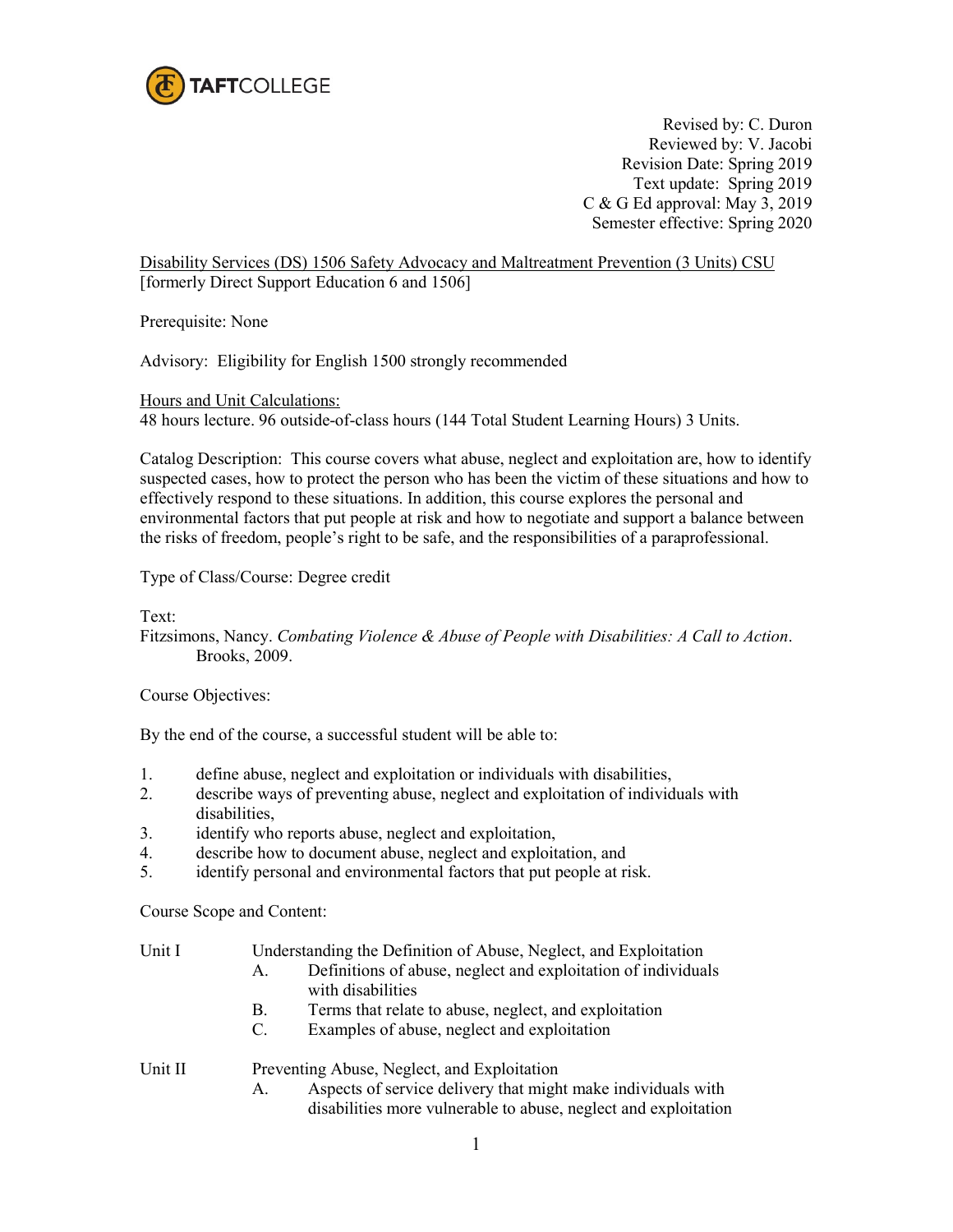TAFTCOLLEGE

Revised by: C. Duron
Reviewed by: V. Jacobi
Revision Date: Spring 2019
Text update: Spring 2019
C & G Ed approval: May 3, 2019
Semester effective: Spring 2020

Disability Services (DS) 1506 Safety Advocacy and Maltreatment Prevention (3 Units) CSU
[formerly Direct Support Education 6 and 1506]

Prerequisite: None

Advisory: Eligibility for English 1500 strongly recommended

Hours and Unit Calculations:
48 hours lecture. 96 outside-of-class hours (144 Total Student Learning Hours) 3 Units.

Catalog Description: This course covers what abuse, neglect and exploitation are, how to identify suspected cases, how to protect the person who has been the victim of these situations and how to effectively respond to these situations. In addition, this course explores the personal and environmental factors that put people at risk and how to negotiate and support a balance between the risks of freedom, people's right to be safe, and the responsibilities of a paraprofessional.

Type of Class/Course: Degree credit

Text:
Fitzsimons, Nancy. *Combating Violence & Abuse of People with Disabilities: A Call to Action*. Brooks, 2009.

Course Objectives:

By the end of the course, a successful student will be able to:

1. define abuse, neglect and exploitation or individuals with disabilities,
2. describe ways of preventing abuse, neglect and exploitation of individuals with disabilities,
3. identify who reports abuse, neglect and exploitation,
4. describe how to document abuse, neglect and exploitation, and
5. identify personal and environmental factors that put people at risk.

Course Scope and Content:

Unit I — Understanding the Definition of Abuse, Neglect, and Exploitation
- A. Definitions of abuse, neglect and exploitation of individuals with disabilities
- B. Terms that relate to abuse, neglect, and exploitation
- C. Examples of abuse, neglect and exploitation

Unit II — Preventing Abuse, Neglect, and Exploitation
- A. Aspects of service delivery that might make individuals with disabilities more vulnerable to abuse, neglect and exploitation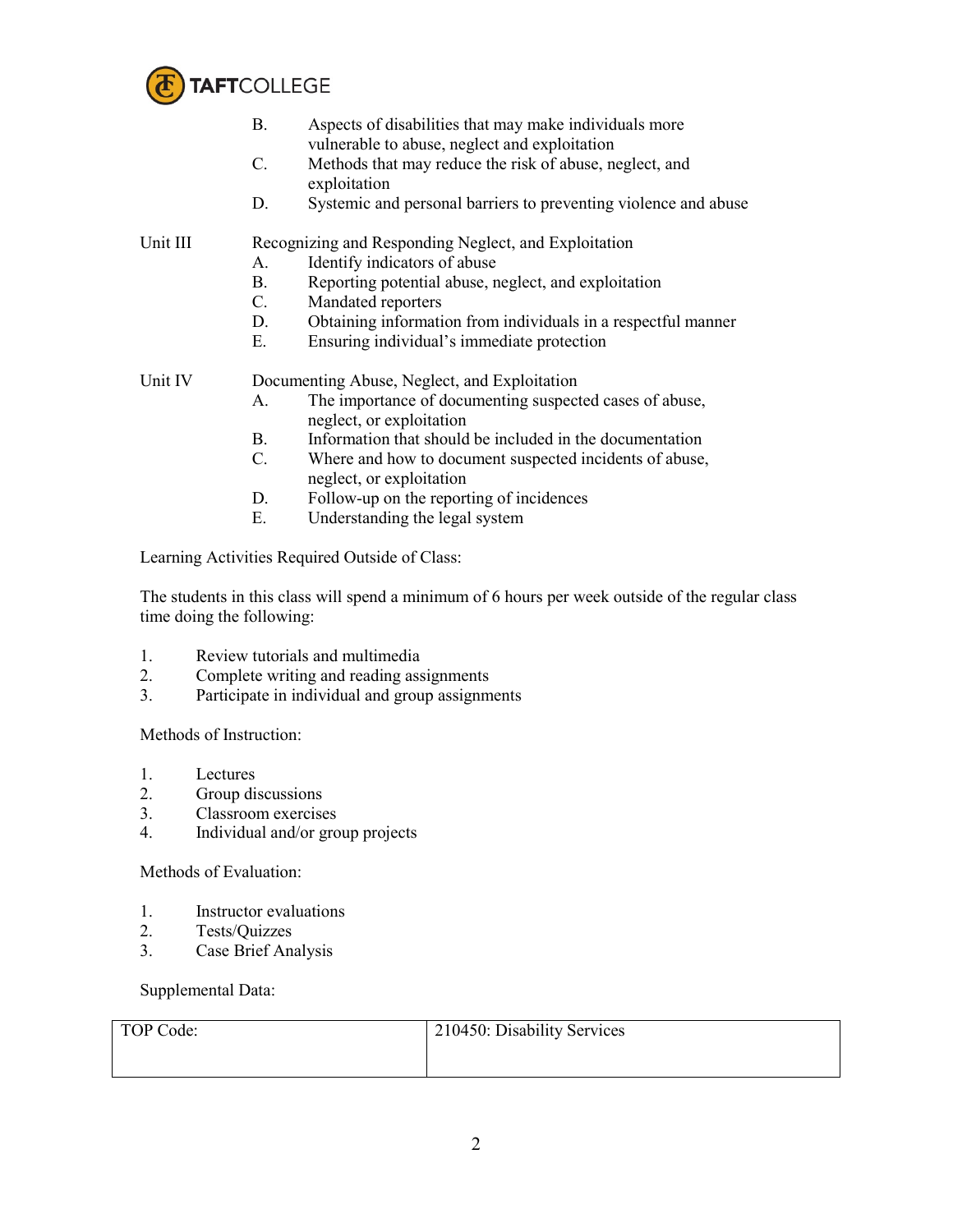B. Aspects of disabilities that may make individuals more vulnerable to abuse, neglect and exploitation
C. Methods that may reduce the risk of abuse, neglect, and exploitation
D. Systemic and personal barriers to preventing violence and abuse

Unit III Recognizing and Responding Neglect, and Exploitation
A. Identify indicators of abuse
B. Reporting potential abuse, neglect, and exploitation
C. Mandated reporters
D. Obtaining information from individuals in a respectful manner
E. Ensuring individual's immediate protection

Unit IV Documenting Abuse, Neglect, and Exploitation
A. The importance of documenting suspected cases of abuse, neglect, or exploitation
B. Information that should be included in the documentation
C. Where and how to document suspected incidents of abuse, neglect, or exploitation
D. Follow-up on the reporting of incidences
E. Understanding the legal system

Learning Activities Required Outside of Class:

The students in this class will spend a minimum of 6 hours per week outside of the regular class time doing the following:

1. Review tutorials and multimedia
2. Complete writing and reading assignments
3. Participate in individual and group assignments

Methods of Instruction:

1. Lectures
2. Group discussions
3. Classroom exercises
4. Individual and/or group projects

Methods of Evaluation:

1. Instructor evaluations
2. Tests/Quizzes
3. Case Brief Analysis

Supplemental Data:

| TOP Code: | 210450: Disability Services |
|---|---|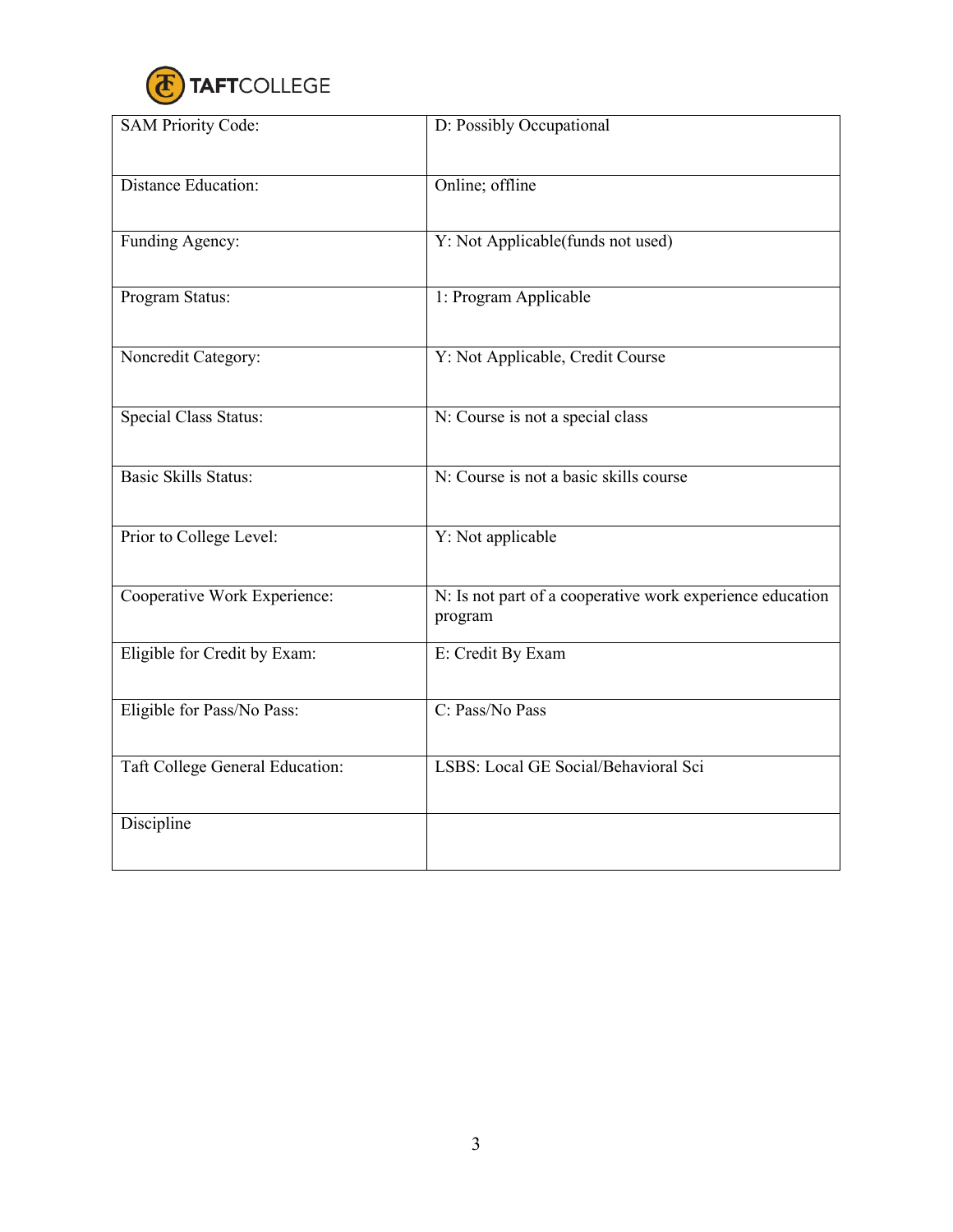| | |
|---|---|
| SAM Priority Code: | D: Possibly Occupational |
| Distance Education: | Online; offline |
| Funding Agency: | Y: Not Applicable(funds not used) |
| Program Status: | 1: Program Applicable |
| Noncredit Category: | Y: Not Applicable, Credit Course |
| Special Class Status: | N: Course is not a special class |
| Basic Skills Status: | N: Course is not a basic skills course |
| Prior to College Level: | Y: Not applicable |
| Cooperative Work Experience: | N: Is not part of a cooperative work experience education program |
| Eligible for Credit by Exam: | E: Credit By Exam |
| Eligible for Pass/No Pass: | C: Pass/No Pass |
| Taft College General Education: | LSBS: Local GE Social/Behavioral Sci |
| Discipline | |